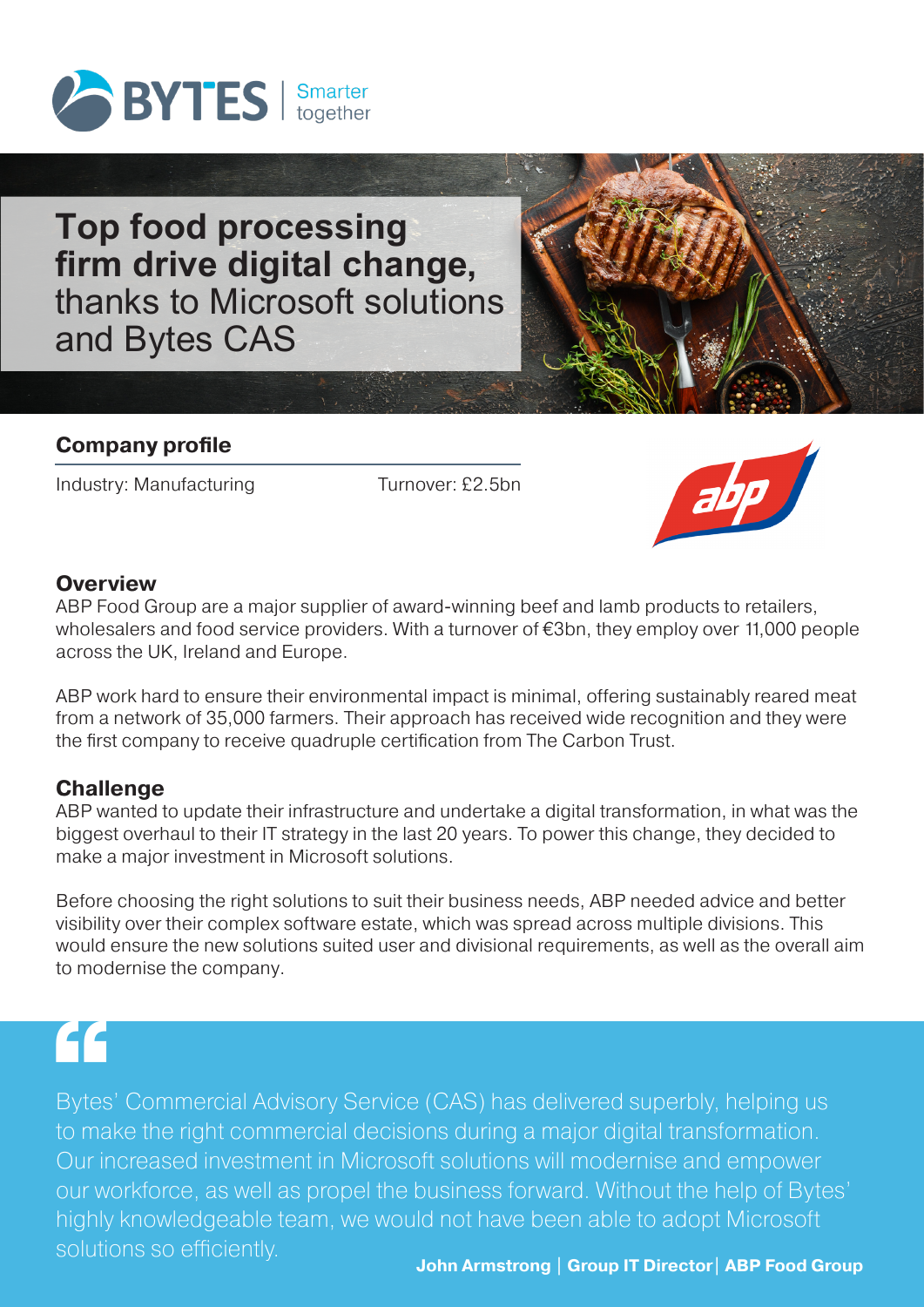BYTES | Smarter together

# Top food processing firm drive digital change, thanks to Microsoft solutions and Bytes CAS

## Company profile

Industry: Manufacturing

Turnover: £2.5bn

## Overview

ABP Food Group are a major supplier of award-winning beef and lamb products to retailers, wholesalers and food service providers. With a turnover of €3bn, they employ over 11,000 people across the UK, Ireland and Europe.

ABP work hard to ensure their environmental impact is minimal, offering sustainably reared meat from a network of 35,000 farmers. Their approach has received wide recognition and they were the first company to receive quadruple certification from The Carbon Trust.

## Challenge

ABP wanted to update their infrastructure and undertake a digital transformation, in what was the biggest overhaul to their IT strategy in the last 20 years. To power this change, they decided to make a major investment in Microsoft solutions.

Before choosing the right solutions to suit their business needs, ABP needed advice and better visibility over their complex software estate, which was spread across multiple divisions. This would ensure the new solutions suited user and divisional requirements, as well as the overall aim to modernise the company.

> Bytes' Commercial Advisory Service (CAS) has delivered superbly, helping us to make the right commercial decisions during a major digital transformation. Our increased investment in Microsoft solutions will modernise and empower our workforce, as well as propel the business forward. Without the help of Bytes' highly knowledgeable team, we would not have been able to adopt Microsoft solutions so efficiently.

**John Armstrong | Group IT Director | ABP Food Group**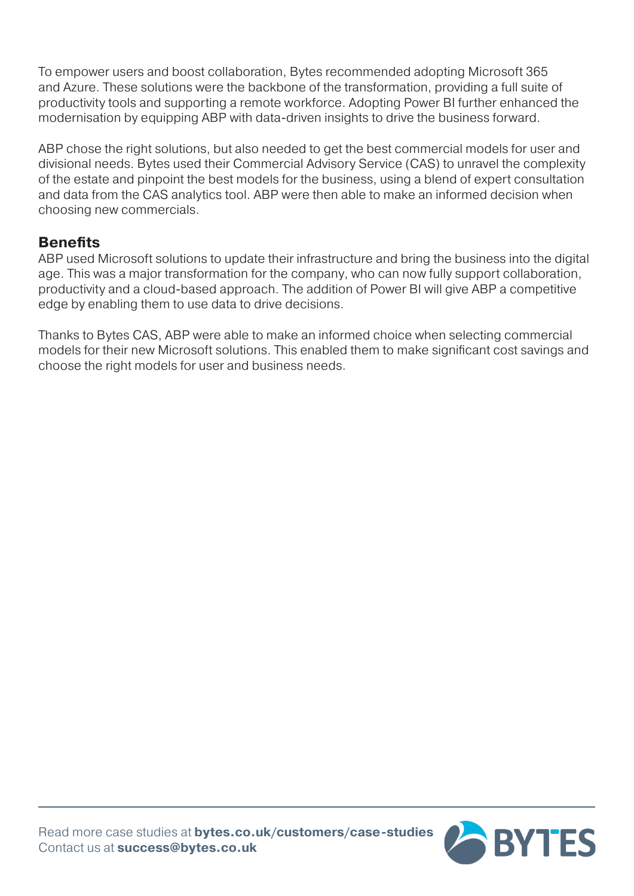To empower users and boost collaboration, Bytes recommended adopting Microsoft 365 and Azure. These solutions were the backbone of the transformation, providing a full suite of productivity tools and supporting a remote workforce. Adopting Power BI further enhanced the modernisation by equipping ABP with data-driven insights to drive the business forward.

ABP chose the right solutions, but also needed to get the best commercial models for user and divisional needs. Bytes used their Commercial Advisory Service (CAS) to unravel the complexity of the estate and pinpoint the best models for the business, using a blend of expert consultation and data from the CAS analytics tool. ABP were then able to make an informed decision when choosing new commercials.

## Benefits

ABP used Microsoft solutions to update their infrastructure and bring the business into the digital age. This was a major transformation for the company, who can now fully support collaboration, productivity and a cloud-based approach. The addition of Power BI will give ABP a competitive edge by enabling them to use data to drive decisions.

Thanks to Bytes CAS, ABP were able to make an informed choice when selecting commercial models for their new Microsoft solutions. This enabled them to make significant cost savings and choose the right models for user and business needs.

Read more case studies at **bytes.co.uk/customers/case-studies**
Contact us at **success@bytes.co.uk**